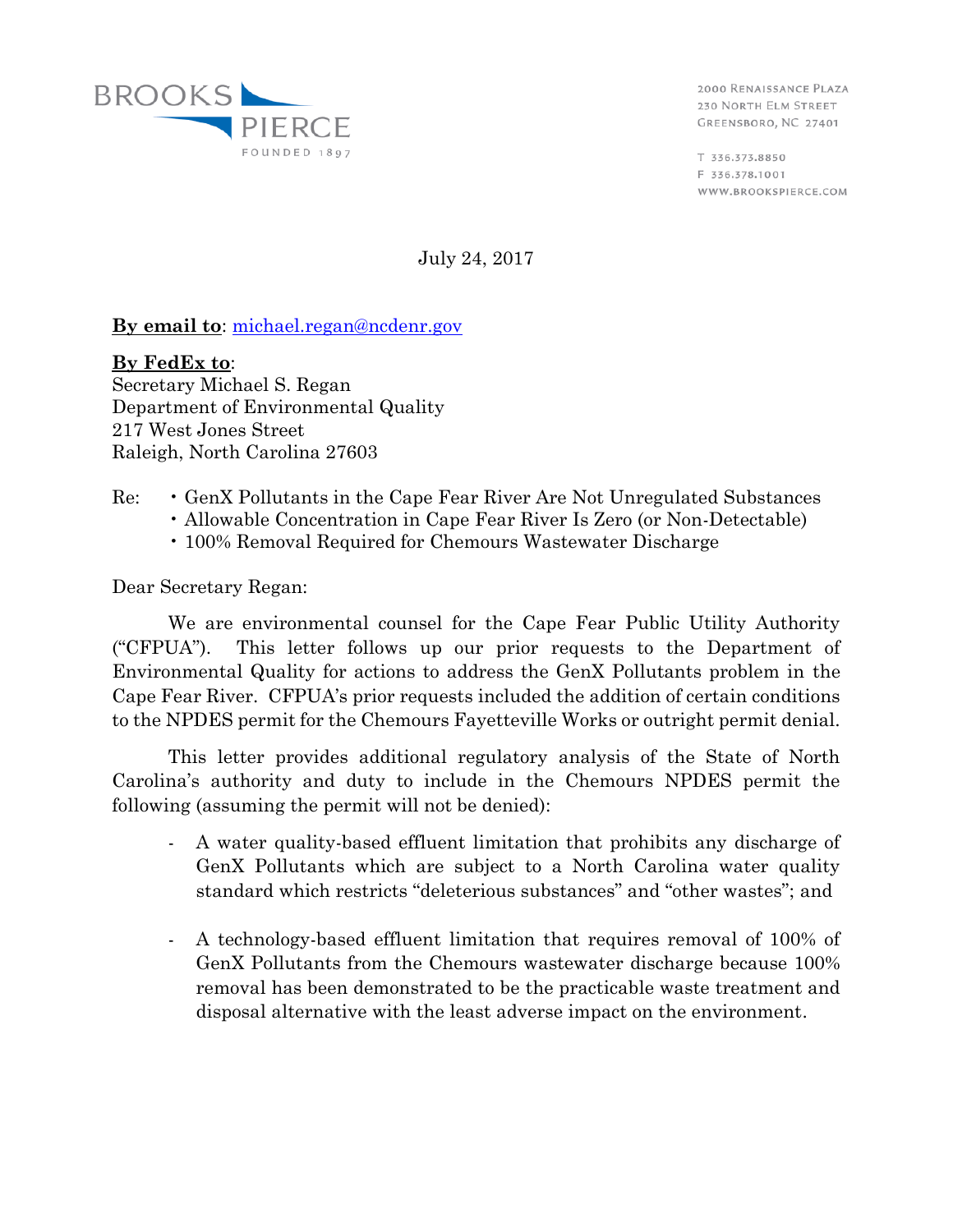BROOKS PIERCE
FOUNDED 1897

2000 Renaissance Plaza
230 North Elm Street
Greensboro, NC 27401

T 336.373.8850
F 336.378.1001
www.brookspierce.com

July 24, 2017

**By email to**: michael.regan@ncdenr.gov

**By FedEx to**:
Secretary Michael S. Regan
Department of Environmental Quality
217 West Jones Street
Raleigh, North Carolina 27603

Re:
- GenX Pollutants in the Cape Fear River Are Not Unregulated Substances
- Allowable Concentration in Cape Fear River Is Zero (or Non-Detectable)
- 100% Removal Required for Chemours Wastewater Discharge

Dear Secretary Regan:

We are environmental counsel for the Cape Fear Public Utility Authority ("CFPUA"). This letter follows up our prior requests to the Department of Environmental Quality for actions to address the GenX Pollutants problem in the Cape Fear River. CFPUA's prior requests included the addition of certain conditions to the NPDES permit for the Chemours Fayetteville Works or outright permit denial.

This letter provides additional regulatory analysis of the State of North Carolina's authority and duty to include in the Chemours NPDES permit the following (assuming the permit will not be denied):

- A water quality-based effluent limitation that prohibits any discharge of GenX Pollutants which are subject to a North Carolina water quality standard which restricts "deleterious substances" and "other wastes"; and

- A technology-based effluent limitation that requires removal of 100% of GenX Pollutants from the Chemours wastewater discharge because 100% removal has been demonstrated to be the practicable waste treatment and disposal alternative with the least adverse impact on the environment.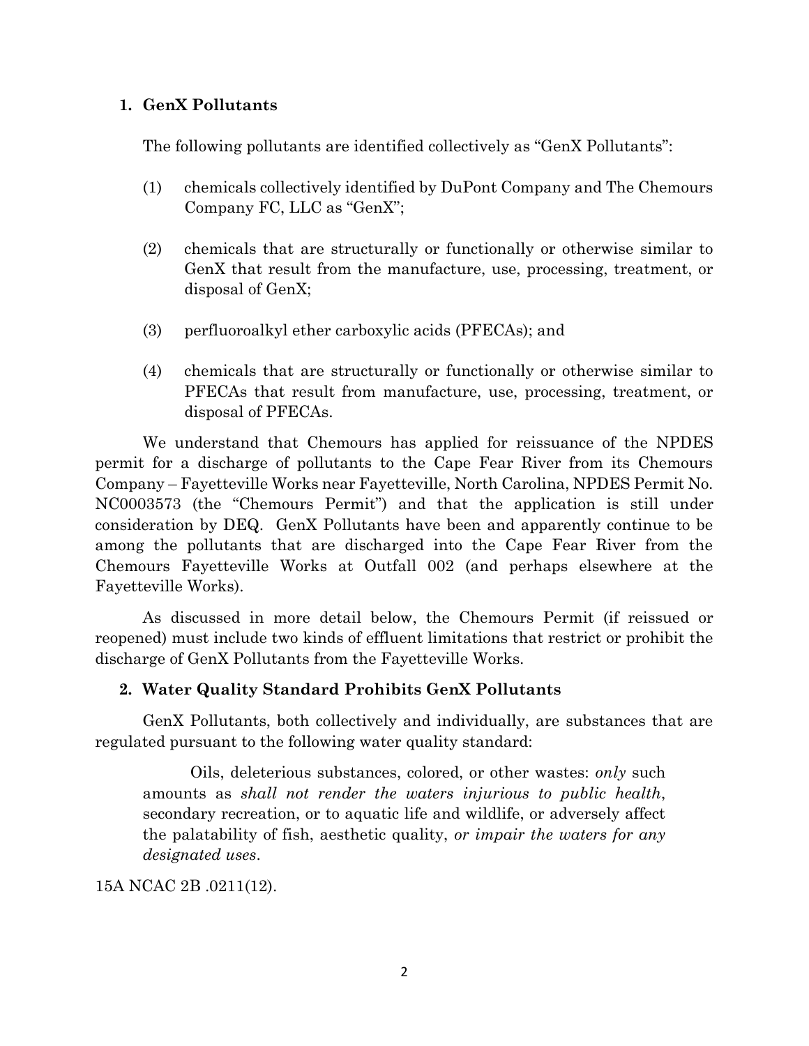## 1. GenX Pollutants

The following pollutants are identified collectively as "GenX Pollutants":

(1) chemicals collectively identified by DuPont Company and The Chemours Company FC, LLC as "GenX";

(2) chemicals that are structurally or functionally or otherwise similar to GenX that result from the manufacture, use, processing, treatment, or disposal of GenX;

(3) perfluoroalkyl ether carboxylic acids (PFECAs); and

(4) chemicals that are structurally or functionally or otherwise similar to PFECAs that result from manufacture, use, processing, treatment, or disposal of PFECAs.

We understand that Chemours has applied for reissuance of the NPDES permit for a discharge of pollutants to the Cape Fear River from its Chemours Company – Fayetteville Works near Fayetteville, North Carolina, NPDES Permit No. NC0003573 (the "Chemours Permit") and that the application is still under consideration by DEQ. GenX Pollutants have been and apparently continue to be among the pollutants that are discharged into the Cape Fear River from the Chemours Fayetteville Works at Outfall 002 (and perhaps elsewhere at the Fayetteville Works).

As discussed in more detail below, the Chemours Permit (if reissued or reopened) must include two kinds of effluent limitations that restrict or prohibit the discharge of GenX Pollutants from the Fayetteville Works.

## 2. Water Quality Standard Prohibits GenX Pollutants

GenX Pollutants, both collectively and individually, are substances that are regulated pursuant to the following water quality standard:

> Oils, deleterious substances, colored, or other wastes: *only* such amounts as *shall not render the waters injurious to public health*, secondary recreation, or to aquatic life and wildlife, or adversely affect the palatability of fish, aesthetic quality, *or impair the waters for any designated uses*.

15A NCAC 2B .0211(12).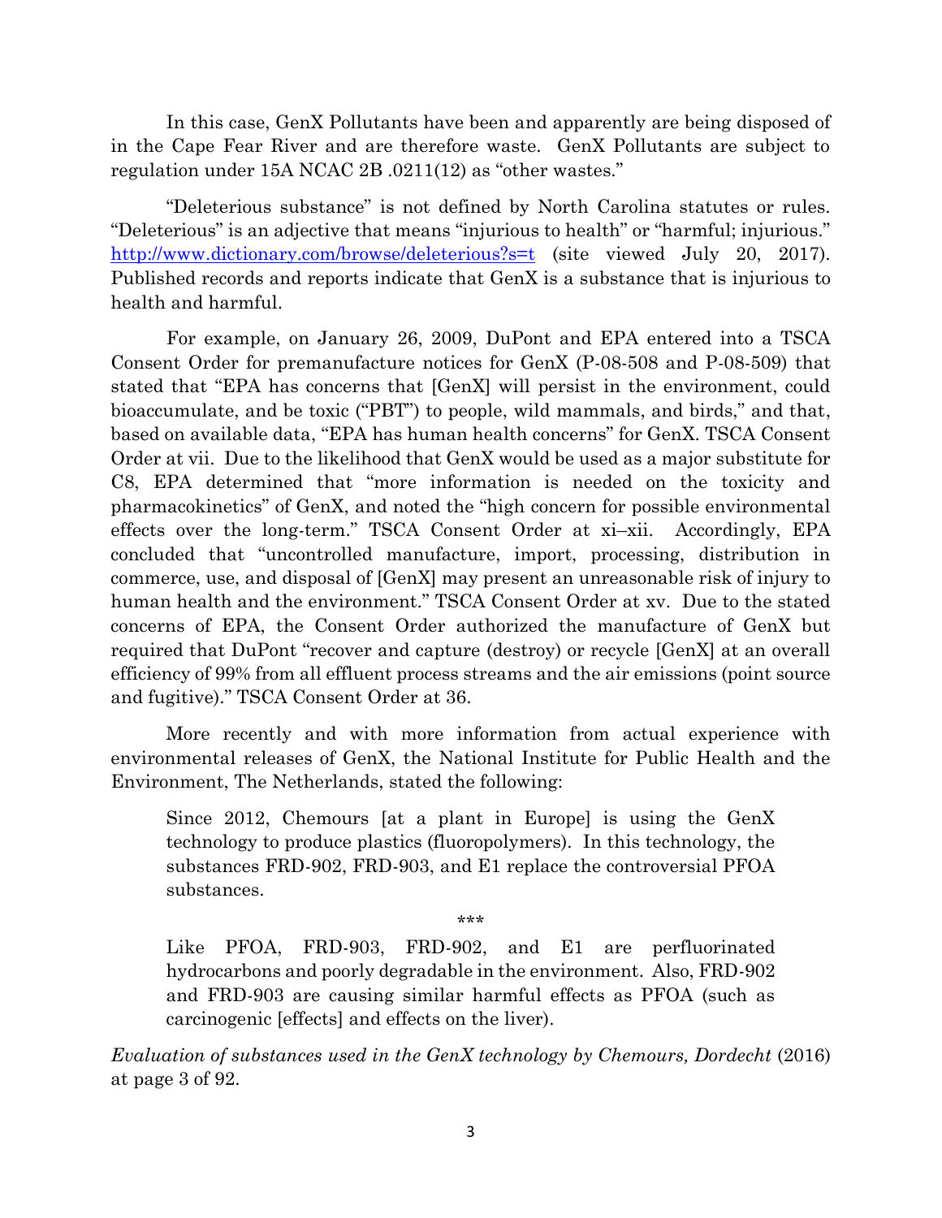In this case, GenX Pollutants have been and apparently are being disposed of in the Cape Fear River and are therefore waste. GenX Pollutants are subject to regulation under 15A NCAC 2B .0211(12) as "other wastes."

"Deleterious substance" is not defined by North Carolina statutes or rules. "Deleterious" is an adjective that means "injurious to health" or "harmful; injurious." http://www.dictionary.com/browse/deleterious?s=t (site viewed July 20, 2017). Published records and reports indicate that GenX is a substance that is injurious to health and harmful.

For example, on January 26, 2009, DuPont and EPA entered into a TSCA Consent Order for premanufacture notices for GenX (P-08-508 and P-08-509) that stated that "EPA has concerns that [GenX] will persist in the environment, could bioaccumulate, and be toxic ("PBT") to people, wild mammals, and birds," and that, based on available data, "EPA has human health concerns" for GenX. TSCA Consent Order at vii. Due to the likelihood that GenX would be used as a major substitute for C8, EPA determined that "more information is needed on the toxicity and pharmacokinetics" of GenX, and noted the "high concern for possible environmental effects over the long-term." TSCA Consent Order at xi–xii. Accordingly, EPA concluded that "uncontrolled manufacture, import, processing, distribution in commerce, use, and disposal of [GenX] may present an unreasonable risk of injury to human health and the environment." TSCA Consent Order at xv. Due to the stated concerns of EPA, the Consent Order authorized the manufacture of GenX but required that DuPont "recover and capture (destroy) or recycle [GenX] at an overall efficiency of 99% from all effluent process streams and the air emissions (point source and fugitive)." TSCA Consent Order at 36.

More recently and with more information from actual experience with environmental releases of GenX, the National Institute for Public Health and the Environment, The Netherlands, stated the following:

> Since 2012, Chemours [at a plant in Europe] is using the GenX technology to produce plastics (fluoropolymers). In this technology, the substances FRD-902, FRD-903, and E1 replace the controversial PFOA substances.
>
> \*\*\*
>
> Like PFOA, FRD-903, FRD-902, and E1 are perfluorinated hydrocarbons and poorly degradable in the environment. Also, FRD-902 and FRD-903 are causing similar harmful effects as PFOA (such as carcinogenic [effects] and effects on the liver).

*Evaluation of substances used in the GenX technology by Chemours, Dordecht* (2016) at page 3 of 92.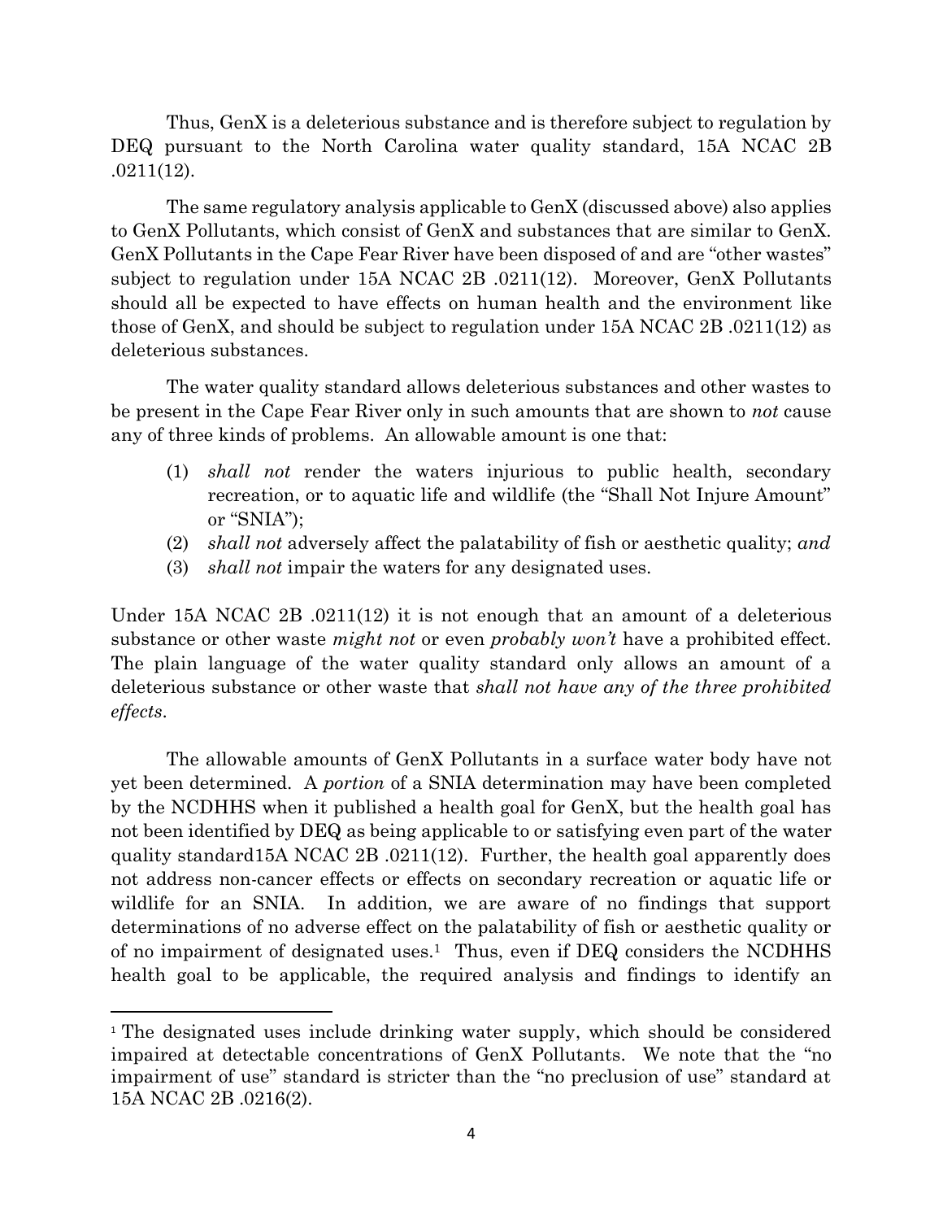Thus, GenX is a deleterious substance and is therefore subject to regulation by DEQ pursuant to the North Carolina water quality standard, 15A NCAC 2B .0211(12).

The same regulatory analysis applicable to GenX (discussed above) also applies to GenX Pollutants, which consist of GenX and substances that are similar to GenX. GenX Pollutants in the Cape Fear River have been disposed of and are "other wastes" subject to regulation under 15A NCAC 2B .0211(12). Moreover, GenX Pollutants should all be expected to have effects on human health and the environment like those of GenX, and should be subject to regulation under 15A NCAC 2B .0211(12) as deleterious substances.

The water quality standard allows deleterious substances and other wastes to be present in the Cape Fear River only in such amounts that are shown to *not* cause any of three kinds of problems. An allowable amount is one that:

(1) *shall not* render the waters injurious to public health, secondary recreation, or to aquatic life and wildlife (the "Shall Not Injure Amount" or "SNIA");
(2) *shall not* adversely affect the palatability of fish or aesthetic quality; *and*
(3) *shall not* impair the waters for any designated uses.

Under 15A NCAC 2B .0211(12) it is not enough that an amount of a deleterious substance or other waste *might not* or even *probably won't* have a prohibited effect. The plain language of the water quality standard only allows an amount of a deleterious substance or other waste that *shall not have any of the three prohibited effects*.

The allowable amounts of GenX Pollutants in a surface water body have not yet been determined. A *portion* of a SNIA determination may have been completed by the NCDHHS when it published a health goal for GenX, but the health goal has not been identified by DEQ as being applicable to or satisfying even part of the water quality standard15A NCAC 2B .0211(12). Further, the health goal apparently does not address non-cancer effects or effects on secondary recreation or aquatic life or wildlife for an SNIA. In addition, we are aware of no findings that support determinations of no adverse effect on the palatability of fish or aesthetic quality or of no impairment of designated uses.[1] Thus, even if DEQ considers the NCDHHS health goal to be applicable, the required analysis and findings to identify an

[1] The designated uses include drinking water supply, which should be considered impaired at detectable concentrations of GenX Pollutants. We note that the "no impairment of use" standard is stricter than the "no preclusion of use" standard at 15A NCAC 2B .0216(2).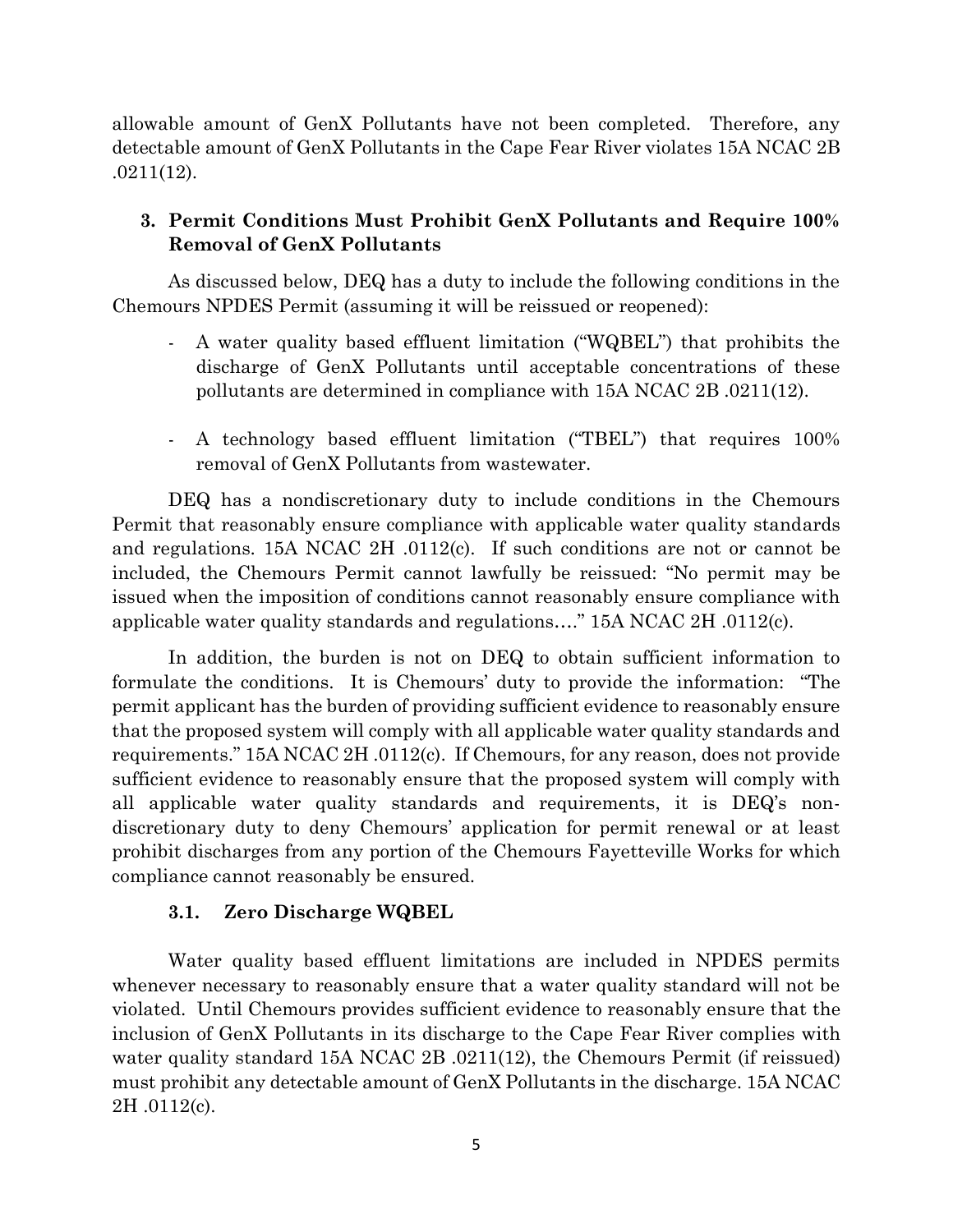allowable amount of GenX Pollutants have not been completed. Therefore, any detectable amount of GenX Pollutants in the Cape Fear River violates 15A NCAC 2B .0211(12).

### 3. Permit Conditions Must Prohibit GenX Pollutants and Require 100% Removal of GenX Pollutants

As discussed below, DEQ has a duty to include the following conditions in the Chemours NPDES Permit (assuming it will be reissued or reopened):

- A water quality based effluent limitation ("WQBEL") that prohibits the discharge of GenX Pollutants until acceptable concentrations of these pollutants are determined in compliance with 15A NCAC 2B .0211(12).

- A technology based effluent limitation ("TBEL") that requires 100% removal of GenX Pollutants from wastewater.

DEQ has a nondiscretionary duty to include conditions in the Chemours Permit that reasonably ensure compliance with applicable water quality standards and regulations. 15A NCAC 2H .0112(c). If such conditions are not or cannot be included, the Chemours Permit cannot lawfully be reissued: "No permit may be issued when the imposition of conditions cannot reasonably ensure compliance with applicable water quality standards and regulations…." 15A NCAC 2H .0112(c).

In addition, the burden is not on DEQ to obtain sufficient information to formulate the conditions. It is Chemours' duty to provide the information: "The permit applicant has the burden of providing sufficient evidence to reasonably ensure that the proposed system will comply with all applicable water quality standards and requirements." 15A NCAC 2H .0112(c). If Chemours, for any reason, does not provide sufficient evidence to reasonably ensure that the proposed system will comply with all applicable water quality standards and requirements, it is DEQ's non-discretionary duty to deny Chemours' application for permit renewal or at least prohibit discharges from any portion of the Chemours Fayetteville Works for which compliance cannot reasonably be ensured.

#### 3.1. Zero Discharge WQBEL

Water quality based effluent limitations are included in NPDES permits whenever necessary to reasonably ensure that a water quality standard will not be violated. Until Chemours provides sufficient evidence to reasonably ensure that the inclusion of GenX Pollutants in its discharge to the Cape Fear River complies with water quality standard 15A NCAC 2B .0211(12), the Chemours Permit (if reissued) must prohibit any detectable amount of GenX Pollutants in the discharge. 15A NCAC 2H .0112(c).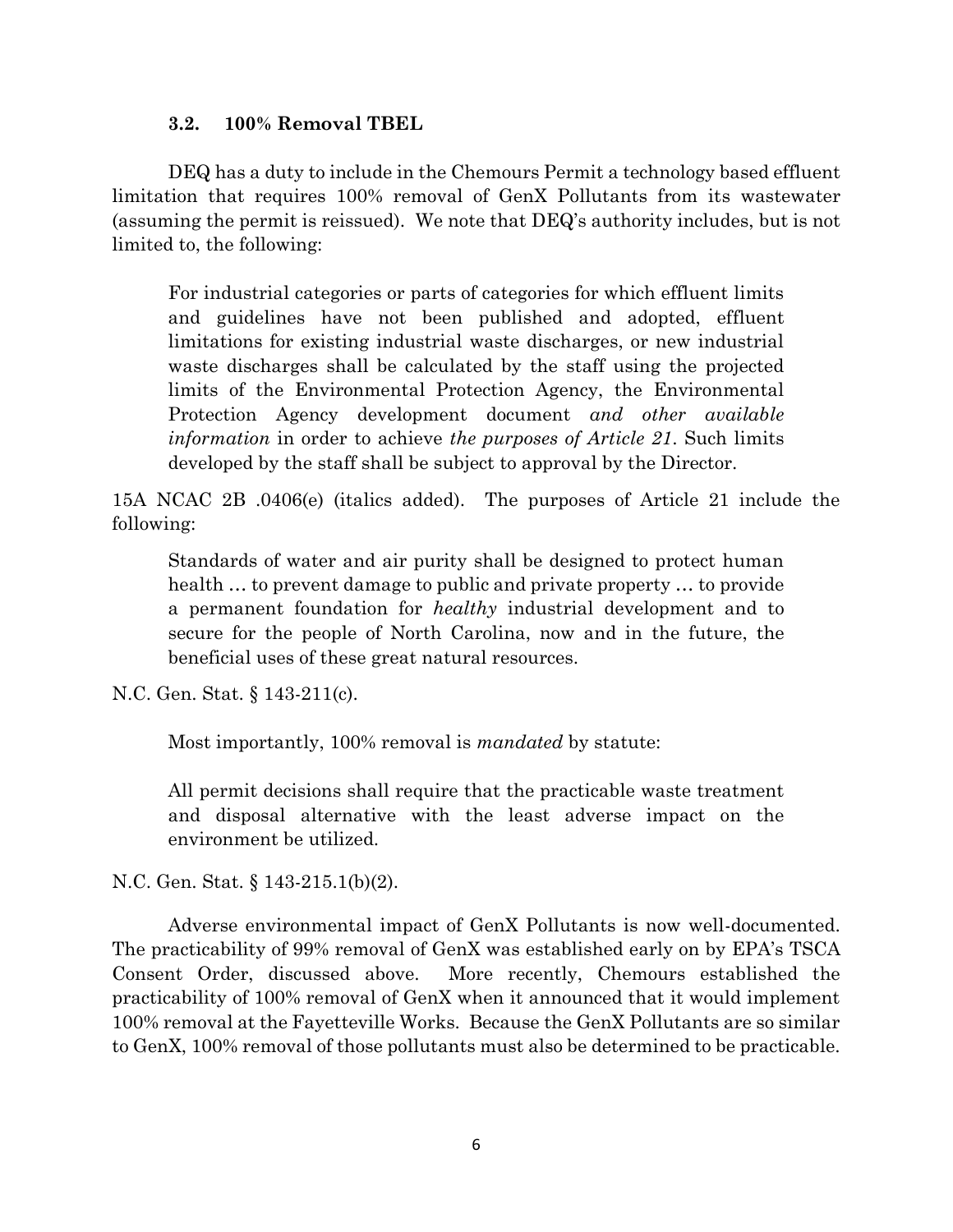### 3.2. 100% Removal TBEL

DEQ has a duty to include in the Chemours Permit a technology based effluent limitation that requires 100% removal of GenX Pollutants from its wastewater (assuming the permit is reissued). We note that DEQ's authority includes, but is not limited to, the following:

> For industrial categories or parts of categories for which effluent limits and guidelines have not been published and adopted, effluent limitations for existing industrial waste discharges, or new industrial waste discharges shall be calculated by the staff using the projected limits of the Environmental Protection Agency, the Environmental Protection Agency development document *and other available information* in order to achieve *the purposes of Article 21*. Such limits developed by the staff shall be subject to approval by the Director.

15A NCAC 2B .0406(e) (italics added). The purposes of Article 21 include the following:

> Standards of water and air purity shall be designed to protect human health … to prevent damage to public and private property … to provide a permanent foundation for *healthy* industrial development and to secure for the people of North Carolina, now and in the future, the beneficial uses of these great natural resources.

N.C. Gen. Stat. § 143-211(c).

Most importantly, 100% removal is *mandated* by statute:

> All permit decisions shall require that the practicable waste treatment and disposal alternative with the least adverse impact on the environment be utilized.

N.C. Gen. Stat. § 143-215.1(b)(2).

Adverse environmental impact of GenX Pollutants is now well-documented. The practicability of 99% removal of GenX was established early on by EPA's TSCA Consent Order, discussed above. More recently, Chemours established the practicability of 100% removal of GenX when it announced that it would implement 100% removal at the Fayetteville Works. Because the GenX Pollutants are so similar to GenX, 100% removal of those pollutants must also be determined to be practicable.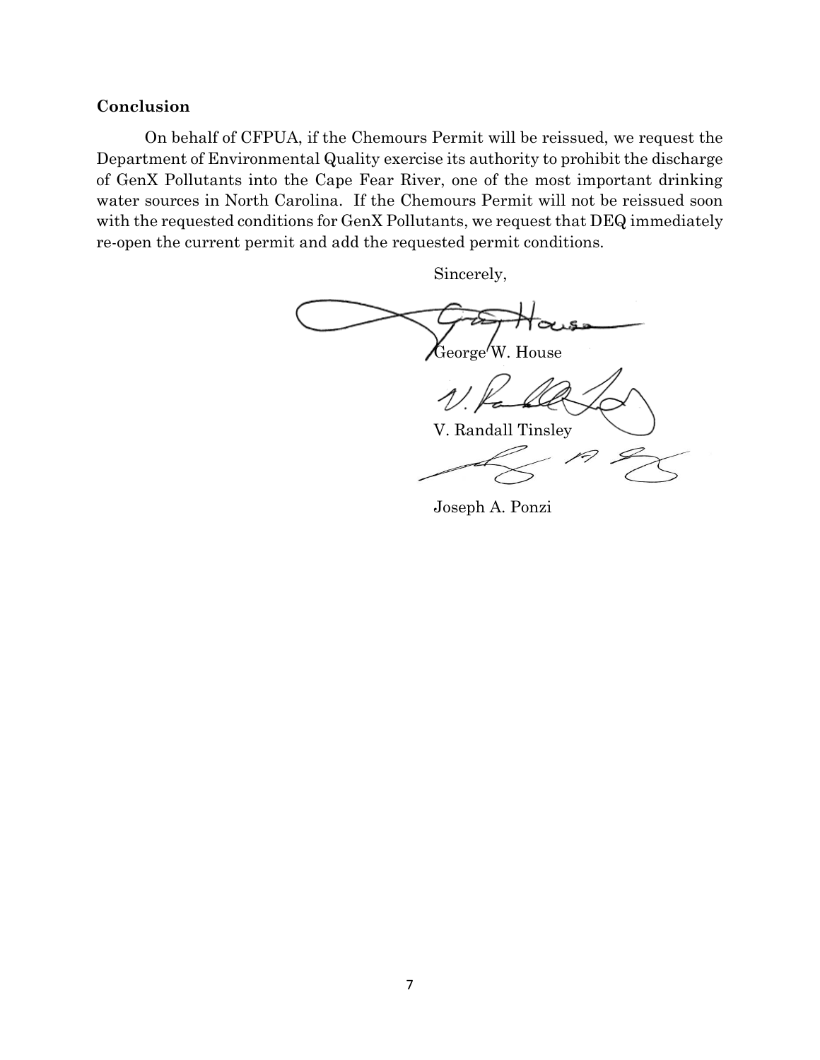**Conclusion**

On behalf of CFPUA, if the Chemours Permit will be reissued, we request the Department of Environmental Quality exercise its authority to prohibit the discharge of GenX Pollutants into the Cape Fear River, one of the most important drinking water sources in North Carolina. If the Chemours Permit will not be reissued soon with the requested conditions for GenX Pollutants, we request that DEQ immediately re-open the current permit and add the requested permit conditions.

Sincerely,

George W. House

V. Randall Tinsley

Joseph A. Ponzi